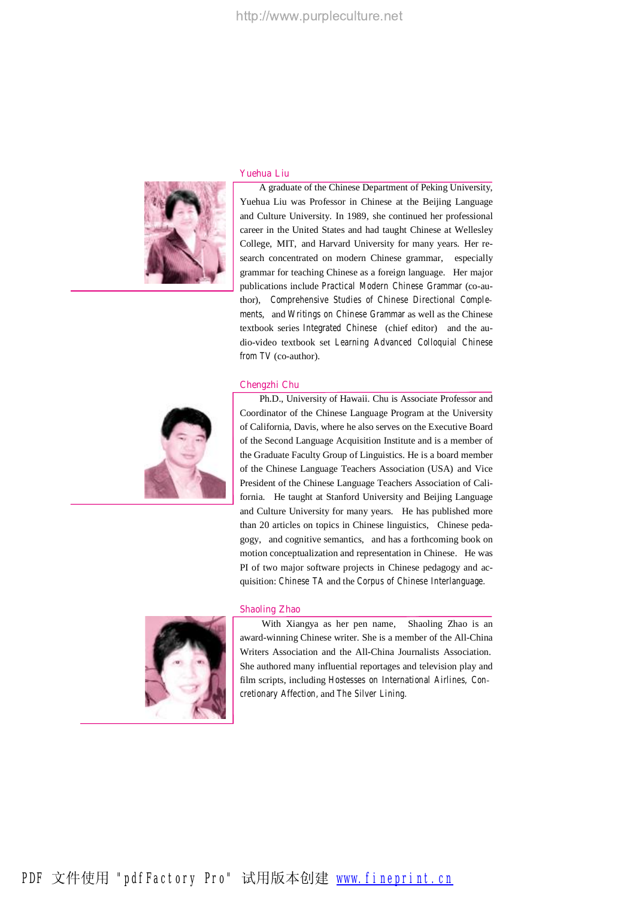## Yuehua Liu

A graduate of the Chinese Department of Peking University, Yuehua Liu was Professor in Chinese at the Beijing Language and Culture University. In 1989, she continued her professional career in the United States and had taught Chinese at Wellesley College, MIT, and Harvard University for many years. Her research concentrated on modern Chinese grammar, especially grammar for teaching Chinese as a foreign language. Her major publications include *Practical Modern Chinese Grammar* (co-author), *Comprehensive Studies of Chinese Directional Complements*, and *Writings on Chinese Grammar* as well as the Chinese textbook series *Integrated Chinese* (chief editor) and the audio-video textbook set *Learning Advanced Colloquial Chinese from TV* (co-author).

## Chengzhi Chu

Ph.D., University of Hawaii. Chu is Associate Professor and Coordinator of the Chinese Language Program at the University of California, Davis, where he also serves on the Executive Board of the Second Language Acquisition Institute and is a member of the Graduate Faculty Group of Linguistics. He is a board member of the Chinese Language Teachers Association (USA) and Vice President of the Chinese Language Teachers Association of California. He taught at Stanford University and Beijing Language and Culture University for many years. He has published more than 20 articles on topics in Chinese linguistics, Chinese pedagogy, and cognitive semantics, and has a forthcoming book on motion conceptualization and representation in Chinese. He was PI of two major software projects in Chinese pedagogy and acquisition: *Chinese TA* and the *Corpus of Chinese Interlanguage*.

## Shaoling Zhao

With Xiangya as her pen name, Shaoling Zhao is an award-winning Chinese writer. She is a member of the All-China Writers Association and the All-China Journalists Association. She authored many influential reportages and television play and film scripts, including *Hostesses on International Airlines*, *Concretionary Affection*, and *The Silver Lining*.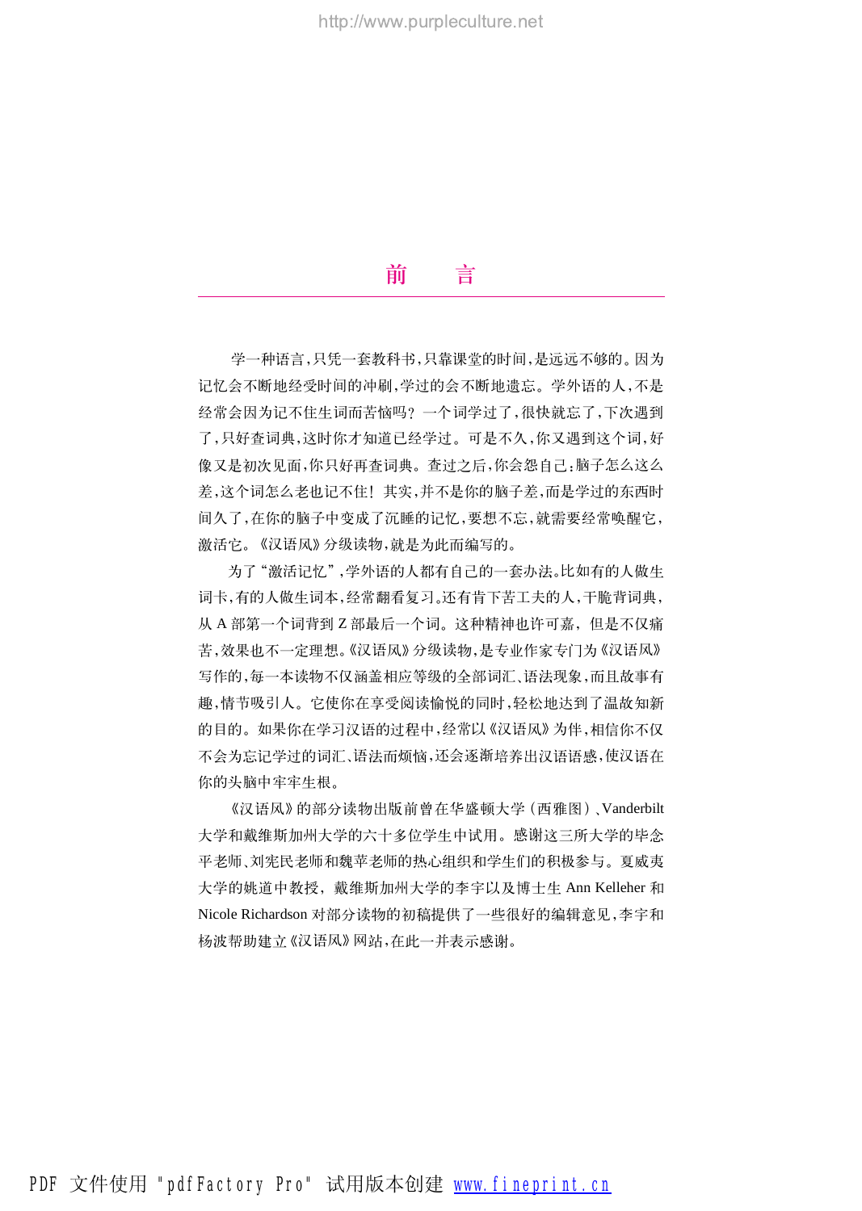# 前　　言

学一种语言,只凭一套教科书,只靠课堂的时间,是远远不够的。因为记忆会不断地经受时间的冲刷,学过的会不断地遗忘。学外语的人,不是经常会因为记不住生词而苦恼吗? 一个词学过了,很快就忘了,下次遇到了,只好查词典,这时你才知道已经学过。可是不久,你又遇到这个词,好像又是初次见面,你只好再查词典。查过之后,你会怨自己:脑子怎么这么差,这个词怎么老也记不住! 其实,并不是你的脑子差,而是学过的东西时间久了,在你的脑子中变成了沉睡的记忆,要想不忘,就需要经常唤醒它,激活它。《汉语风》分级读物,就是为此而编写的。

为了"激活记忆",学外语的人都有自己的一套办法。比如有的人做生词卡,有的人做生词本,经常翻看复习。还有肯下苦工夫的人,干脆背词典,从 A 部第一个词背到 Z 部最后一个词。这种精神也许可嘉,但是不仅痛苦,效果也不一定理想。《汉语风》分级读物,是专业作家专门为《汉语风》写作的,每一本读物不仅涵盖相应等级的全部词汇、语法现象,而且故事有趣,情节吸引人。它使你在享受阅读愉悦的同时,轻松地达到了温故知新的目的。如果你在学习汉语的过程中,经常以《汉语风》为伴,相信你不仅不会为忘记学过的词汇、语法而烦恼,还会逐渐培养出汉语语感,使汉语在你的头脑中牢牢生根。

《汉语风》的部分读物出版前曾在华盛顿大学(西雅图)、Vanderbilt 大学和戴维斯加州大学的六十多位学生中试用。感谢这三所大学的毕念平老师、刘宪民老师和魏苹老师的热心组织和学生们的积极参与。夏威夷大学的姚道中教授,戴维斯加州大学的李宇以及博士生 Ann Kelleher 和 Nicole Richardson 对部分读物的初稿提供了一些很好的编辑意见,李宇和杨波帮助建立《汉语风》网站,在此一并表示感谢。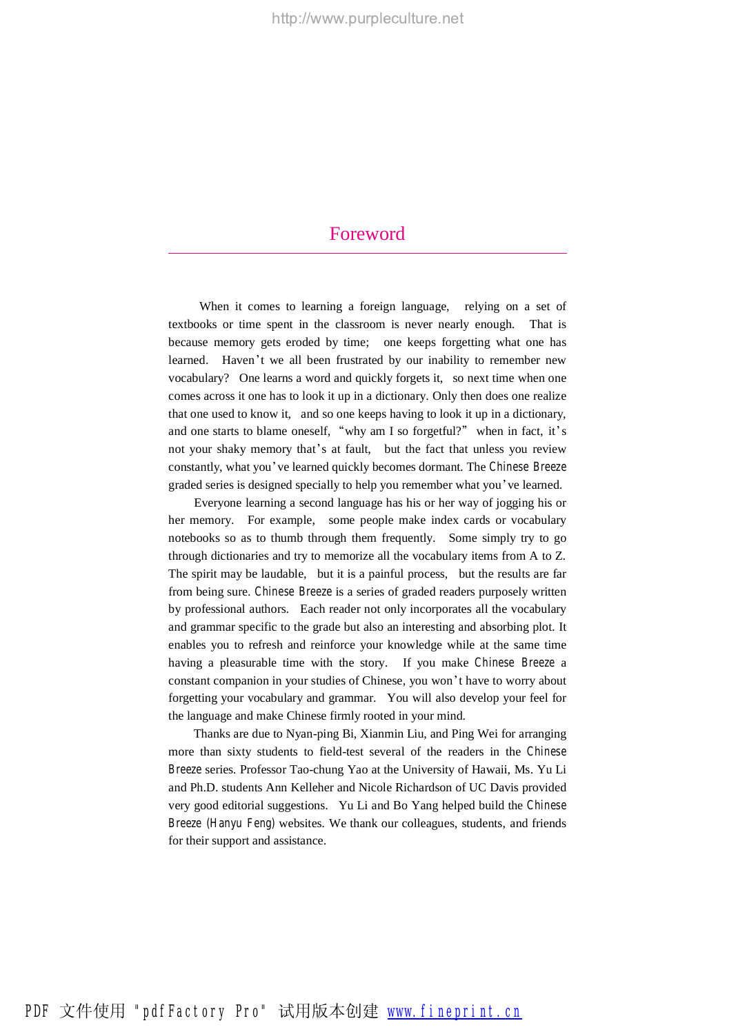# Foreword

When it comes to learning a foreign language, relying on a set of textbooks or time spent in the classroom is never nearly enough. That is because memory gets eroded by time; one keeps forgetting what one has learned. Haven't we all been frustrated by our inability to remember new vocabulary? One learns a word and quickly forgets it, so next time when one comes across it one has to look it up in a dictionary. Only then does one realize that one used to know it, and so one keeps having to look it up in a dictionary, and one starts to blame oneself, "why am I so forgetful?" when in fact, it's not your shaky memory that's at fault, but the fact that unless you review constantly, what you've learned quickly becomes dormant. The *Chinese Breeze* graded series is designed specially to help you remember what you've learned.

Everyone learning a second language has his or her way of jogging his or her memory. For example, some people make index cards or vocabulary notebooks so as to thumb through them frequently. Some simply try to go through dictionaries and try to memorize all the vocabulary items from A to Z. The spirit may be laudable, but it is a painful process, but the results are far from being sure. *Chinese Breeze* is a series of graded readers purposely written by professional authors. Each reader not only incorporates all the vocabulary and grammar specific to the grade but also an interesting and absorbing plot. It enables you to refresh and reinforce your knowledge while at the same time having a pleasurable time with the story. If you make *Chinese Breeze* a constant companion in your studies of Chinese, you won't have to worry about forgetting your vocabulary and grammar. You will also develop your feel for the language and make Chinese firmly rooted in your mind.

Thanks are due to Nyan-ping Bi, Xianmin Liu, and Ping Wei for arranging more than sixty students to field-test several of the readers in the *Chinese Breeze* series. Professor Tao-chung Yao at the University of Hawaii, Ms. Yu Li and Ph.D. students Ann Kelleher and Nicole Richardson of UC Davis provided very good editorial suggestions. Yu Li and Bo Yang helped build the *Chinese Breeze* (*Hanyu Feng*) websites. We thank our colleagues, students, and friends for their support and assistance.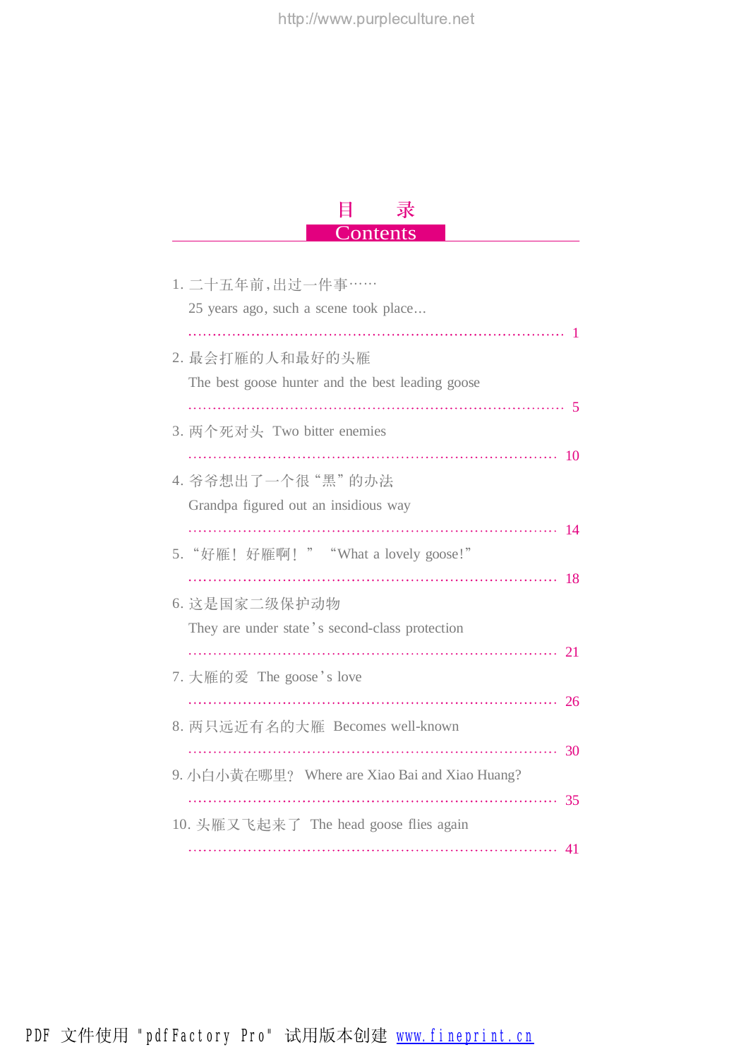# 目　录
# Contents

1. 二十五年前，出过一件事……
   25 years ago, such a scene took place… ........ 1

2. 最会打雁的人和最好的头雁
   The best goose hunter and the best leading goose ........ 5

3. 两个死对头　Two bitter enemies ........ 10

4. 爷爷想出了一个很“黑”的办法
   Grandpa figured out an insidious way ........ 14

5. “好雁！好雁啊！”　“What a lovely goose!” ........ 18

6. 这是国家二级保护动物
   They are under state's second-class protection ........ 21

7. 大雁的爱　The goose's love ........ 26

8. 两只远近有名的大雁　Becomes well-known ........ 30

9. 小白小黄在哪里？　Where are Xiao Bai and Xiao Huang? ........ 35

10. 头雁又飞起来了　The head goose flies again ........ 41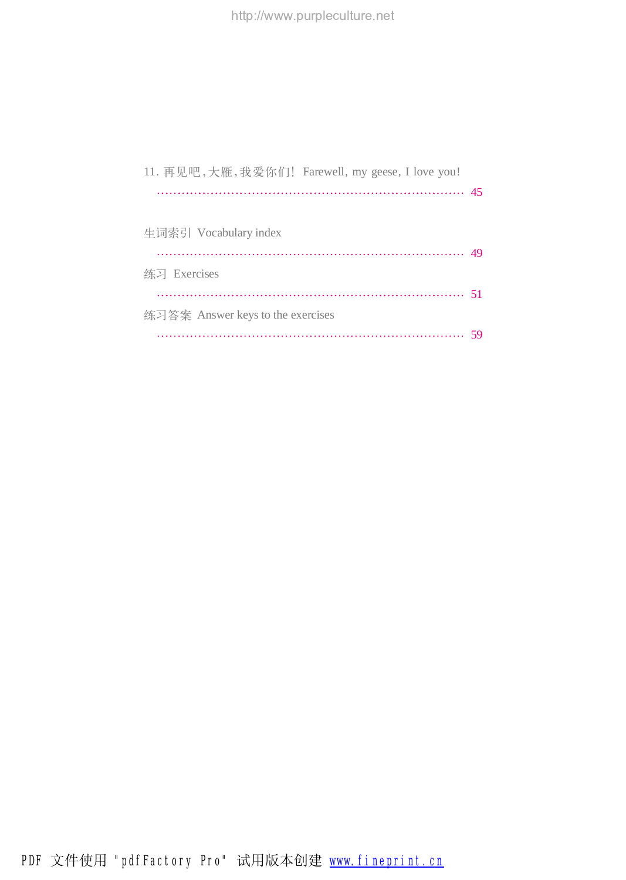11. 再见吧,大雁,我爱你们! Farewell, my geese, I love you!
…………………………………………………………………… 45

生词索引 Vocabulary index
…………………………………………………………………… 49

练习 Exercises
…………………………………………………………………… 51

练习答案 Answer keys to the exercises
…………………………………………………………………… 59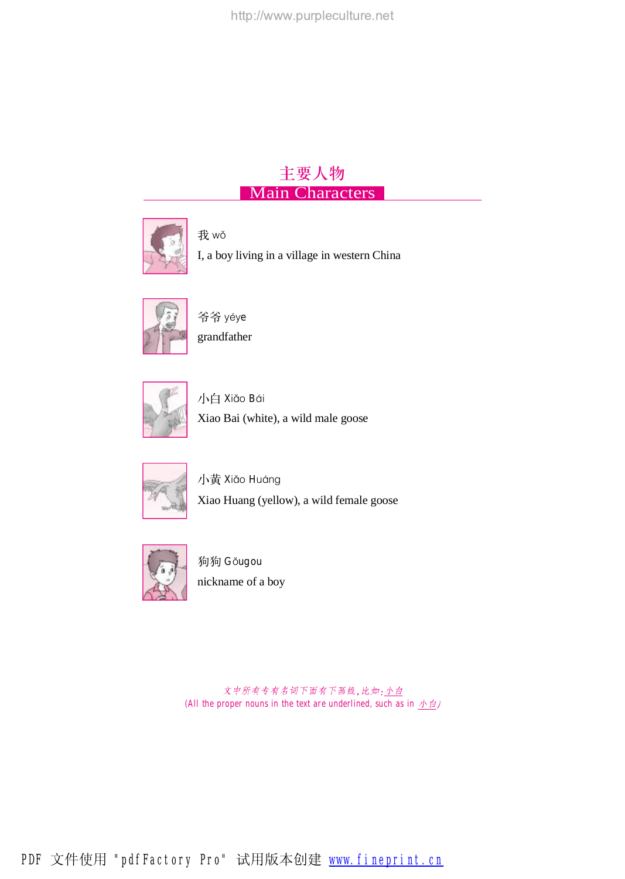# 主要人物
## Main Characters

我 wǒ
I, a boy living in a village in western China

爷爷 yéye
grandfather

小白 Xiǎo Bái
Xiao Bai (white), a wild male goose

小黄 Xiǎo Huáng
Xiao Huang (yellow), a wild female goose

狗狗 Gǒugou
nickname of a boy

文中所有专有名词下面有下画线，比如：小白
(All the proper nouns in the text are underlined, such as in 小白)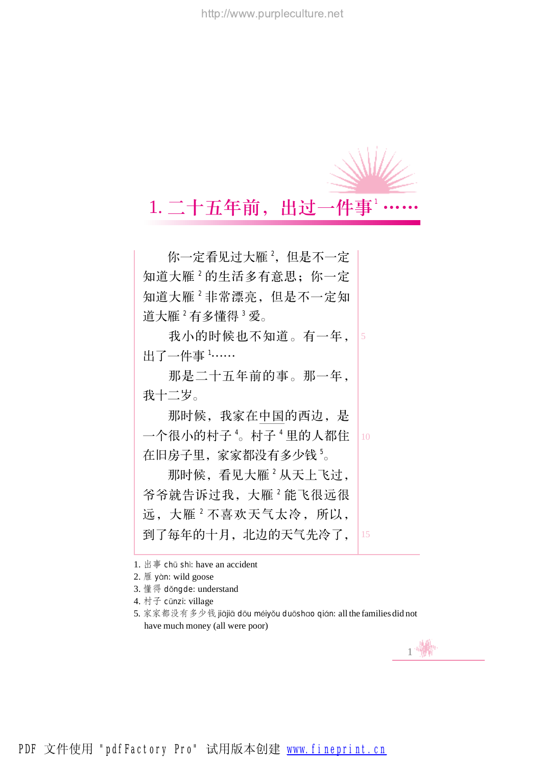# 1. 二十五年前，出过一件事[1]……

你一定看见过大雁[2]，但是不一定知道大雁[2]的生活多有意思；你一定知道大雁[2]非常漂亮，但是不一定知道大雁[2]有多懂得[3]爱。

我小的时候也不知道。有一年，出了一件事[1]……

那是二十五年前的事。那一年，我十二岁。

那时候，我家在中国的西边，是一个很小的村子[4]。村子[4]里的人都住在旧房子里，家家都没有多少钱[5]。

那时候，看见大雁[2]从天上飞过，爷爷就告诉过我，大雁[2]能飞很远很远，大雁[2]不喜欢天气太冷，所以，到了每年的十月，北边的天气先冷了，

---

1. 出事 chū shì: have an accident
2. 雁 yàn: wild goose
3. 懂得 dǒngde: understand
4. 村子 cūnzi: village
5. 家家都没有多少钱 jiājiā dōu méiyǒu duōshao qián: all the families did not have much money (all were poor)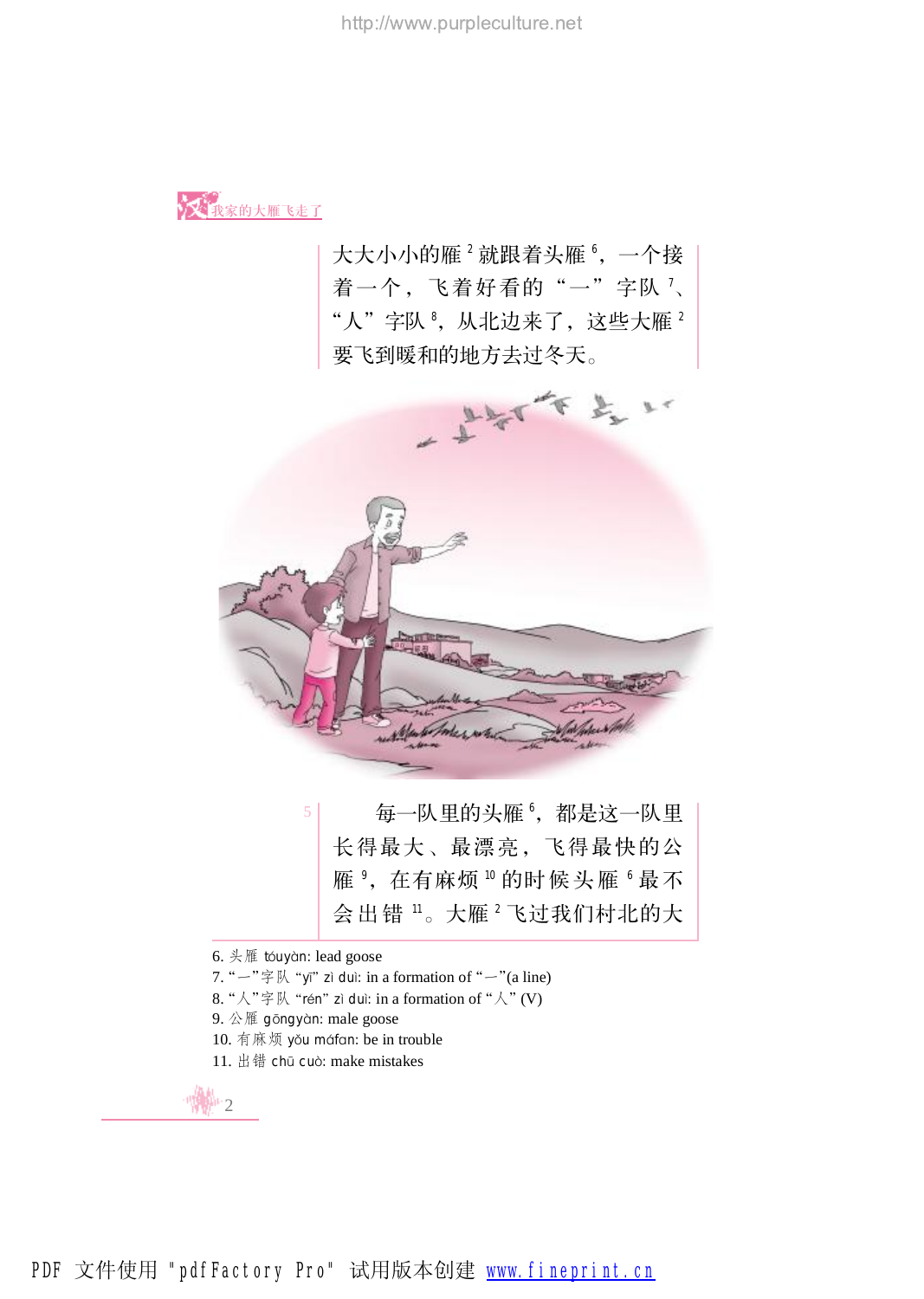大大小小的雁[2]就跟着头雁[6]，一个接着一个，飞着好看的“一”字队[7]、“人”字队[8]，从北边来了，这些大雁[2]要飞到暖和的地方去过冬天。

每一队里的头雁[6]，都是这一队里长得最大、最漂亮，飞得最快的公雁[9]，在有麻烦[10]的时候头雁[6]最不会出错[11]。大雁[2]飞过我们村北的大

6. 头雁 tóuyàn: lead goose
7. “一”字队 “yī” zì duì: in a formation of “一”(a line)
8. “人”字队 “rén” zì duì: in a formation of “人” (V)
9. 公雁 gōngyàn: male goose
10. 有麻烦 yǒu máfan: be in trouble
11. 出错 chū cuò: make mistakes